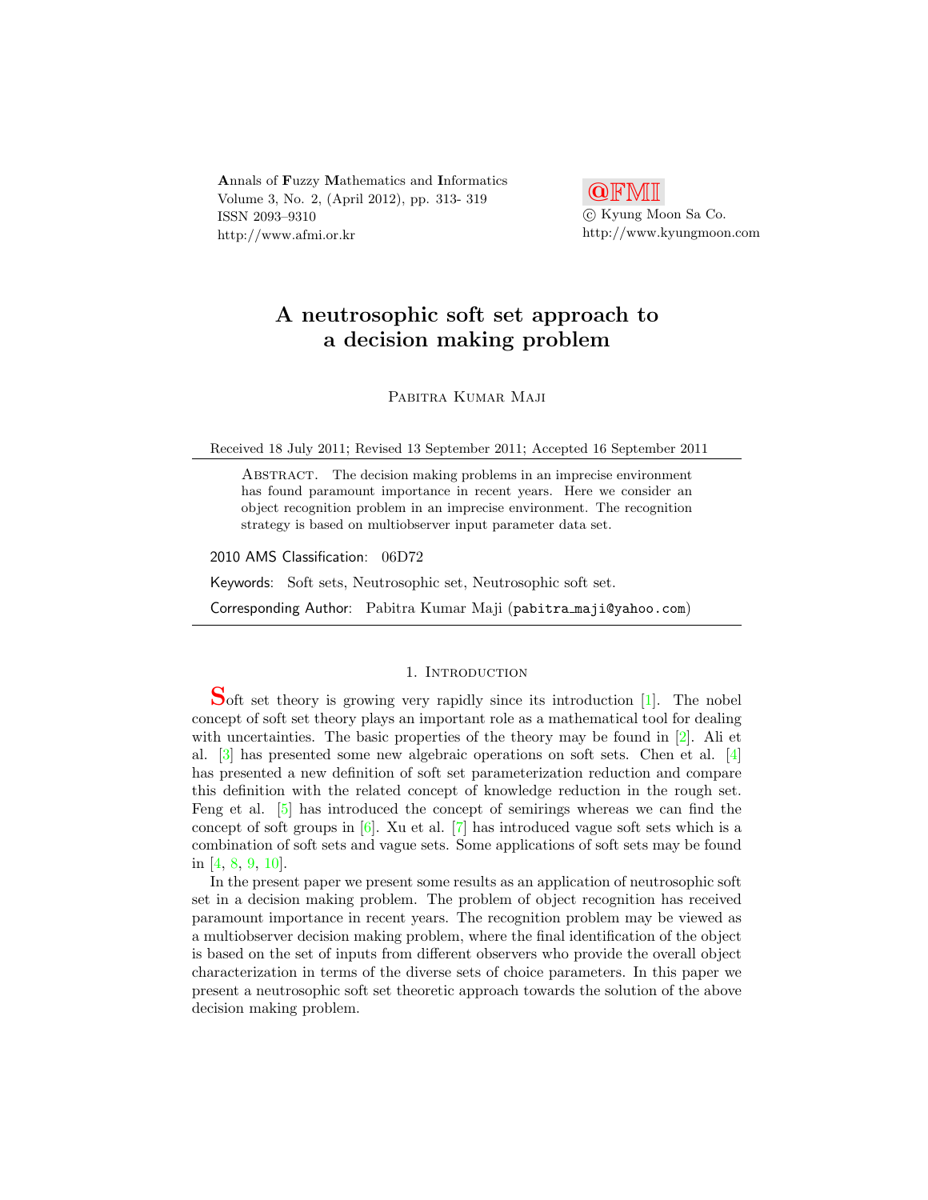Annals of Fuzzy Mathematics and Informatics
Volume 3, No. 2, (April 2012), pp. 313- 319
ISSN 2093–9310
http://www.afmi.or.kr

@FMI
© Kyung Moon Sa Co.
http://www.kyungmoon.com

# A neutrosophic soft set approach to a decision making problem

Pabitra Kumar Maji

Received 18 July 2011; Revised 13 September 2011; Accepted 16 September 2011

Abstract. The decision making problems in an imprecise environment has found paramount importance in recent years. Here we consider an object recognition problem in an imprecise environment. The recognition strategy is based on multiobserver input parameter data set.

2010 AMS Classification: 06D72

Keywords: Soft sets, Neutrosophic set, Neutrosophic soft set.

Corresponding Author: Pabitra Kumar Maji (pabitra_maji@yahoo.com)

## 1. Introduction

Soft set theory is growing very rapidly since its introduction [1]. The nobel concept of soft set theory plays an important role as a mathematical tool for dealing with uncertainties. The basic properties of the theory may be found in [2]. Ali et al. [3] has presented some new algebraic operations on soft sets. Chen et al. [4] has presented a new definition of soft set parameterization reduction and compare this definition with the related concept of knowledge reduction in the rough set. Feng et al. [5] has introduced the concept of semirings whereas we can find the concept of soft groups in [6]. Xu et al. [7] has introduced vague soft sets which is a combination of soft sets and vague sets. Some applications of soft sets may be found in [4, 8, 9, 10].

In the present paper we present some results as an application of neutrosophic soft set in a decision making problem. The problem of object recognition has received paramount importance in recent years. The recognition problem may be viewed as a multiobserver decision making problem, where the final identification of the object is based on the set of inputs from different observers who provide the overall object characterization in terms of the diverse sets of choice parameters. In this paper we present a neutrosophic soft set theoretic approach towards the solution of the above decision making problem.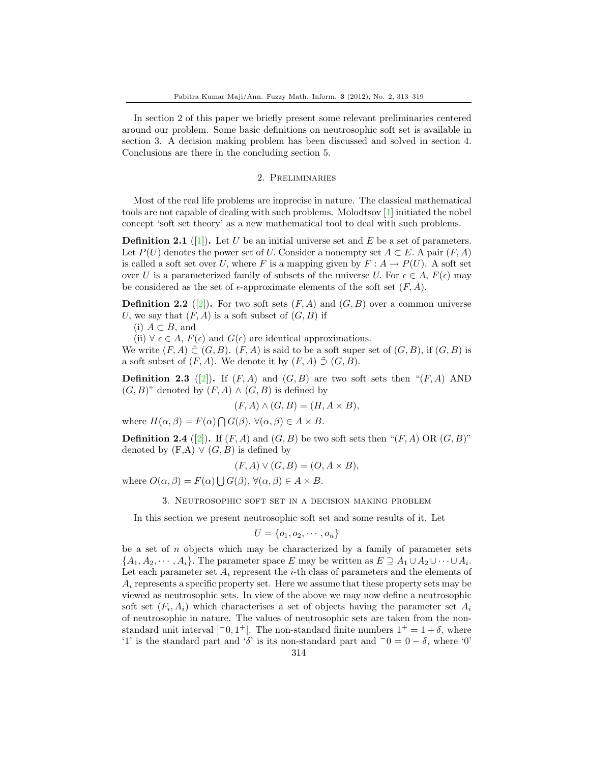In section 2 of this paper we briefly present some relevant preliminaries centered around our problem. Some basic definitions on neutrosophic soft set is available in section 3. A decision making problem has been discussed and solved in section 4. Conclusions are there in the concluding section 5.

## 2. Preliminaries

Most of the real life problems are imprecise in nature. The classical mathematical tools are not capable of dealing with such problems. Molodtsov [1] initiated the nobel concept 'soft set theory' as a new mathematical tool to deal with such problems.

**Definition 2.1** ([1]). Let $U$ be an initial universe set and $E$ be a set of parameters. Let $P(U)$ denotes the power set of $U$. Consider a nonempty set $A \subset E$. A pair $(F, A)$ is called a soft set over $U$, where $F$ is a mapping given by $F : A \to P(U)$. A soft set over $U$ is a parameterized family of subsets of the universe $U$. For $\epsilon \in A$, $F(\epsilon)$ may be considered as the set of $\epsilon$-approximate elements of the soft set $(F, A)$.

**Definition 2.2** ([2]). For two soft sets $(F, A)$ and $(G, B)$ over a common universe $U$, we say that $(F, A)$ is a soft subset of $(G, B)$ if

(i) $A \subset B$, and

(ii) $\forall\ \epsilon \in A$, $F(\epsilon)$ and $G(\epsilon)$ are identical approximations.

We write $(F, A) \tilde{\subset} (G, B)$. $(F, A)$ is said to be a soft super set of $(G, B)$, if $(G, B)$ is a soft subset of $(F, A)$. We denote it by $(F, A) \tilde{\supset} (G, B)$.

**Definition 2.3** ([2]). If $(F, A)$ and $(G, B)$ are two soft sets then "$(F, A)$ AND $(G, B)$" denoted by $(F, A) \wedge (G, B)$ is defined by

$$(F, A) \wedge (G, B) = (H, A \times B),$$

where $H(\alpha, \beta) = F(\alpha) \bigcap G(\beta)$, $\forall (\alpha, \beta) \in A \times B$.

**Definition 2.4** ([2]). If $(F, A)$ and $(G, B)$ be two soft sets then "$(F, A)$ OR $(G, B)$" denoted by (F,A) $\vee$ $(G, B)$ is defined by

$$(F, A) \vee (G, B) = (O, A \times B),$$

where $O(\alpha, \beta) = F(\alpha) \bigcup G(\beta)$, $\forall (\alpha, \beta) \in A \times B$.

## 3. Neutrosophic soft set in a decision making problem

In this section we present neutrosophic soft set and some results of it. Let

$$U = \{o_1, o_2, \cdots, o_n\}$$

be a set of $n$ objects which may be characterized by a family of parameter sets $\{A_1, A_2, \cdots, A_i\}$. The parameter space $E$ may be written as $E \supseteq A_1 \cup A_2 \cup \cdots \cup A_i$. Let each parameter set $A_i$ represent the $i$-th class of parameters and the elements of $A_i$ represents a specific property set. Here we assume that these property sets may be viewed as neutrosophic sets. In view of the above we may now define a neutrosophic soft set $(F_i, A_i)$ which characterises a set of objects having the parameter set $A_i$ of neutrosophic in nature. The values of neutrosophic sets are taken from the non-standard unit interval $]^-0, 1^+[$. The non-standard finite numbers $1^+ = 1 + \delta$, where '1' is the standard part and '$\delta$' is its non-standard part and $^-0 = 0 - \delta$, where '0'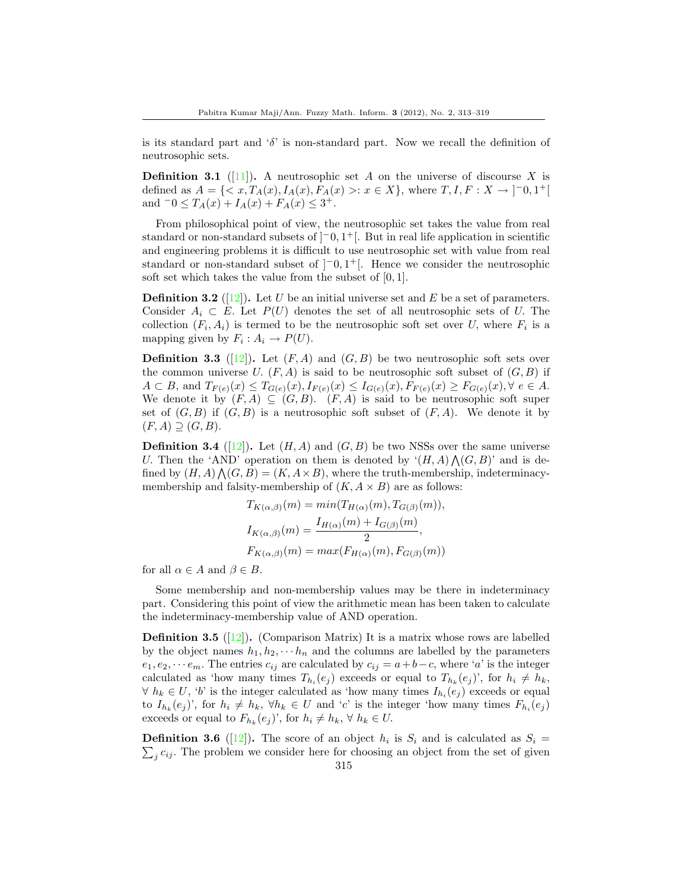is its standard part and '$\delta$' is non-standard part. Now we recall the definition of neutrosophic sets.

**Definition 3.1** ([11]). A neutrosophic set $A$ on the universe of discourse $X$ is defined as $A = \{< x, T_A(x), I_A(x), F_A(x) >: x \in X\}$, where $T, I, F : X \to ]^{-}0, 1^{+}[$ and $^{-}0 \leq T_A(x) + I_A(x) + F_A(x) \leq 3^{+}$.

From philosophical point of view, the neutrosophic set takes the value from real standard or non-standard subsets of $]^{-}0, 1^{+}[$. But in real life application in scientific and engineering problems it is difficult to use neutrosophic set with value from real standard or non-standard subset of $]^{-}0, 1^{+}[$. Hence we consider the neutrosophic soft set which takes the value from the subset of $[0, 1]$.

**Definition 3.2** ([12]). Let $U$ be an initial universe set and $E$ be a set of parameters. Consider $A_i \subset E$. Let $P(U)$ denotes the set of all neutrosophic sets of $U$. The collection $(F_i, A_i)$ is termed to be the neutrosophic soft set over $U$, where $F_i$ is a mapping given by $F_i : A_i \to P(U)$.

**Definition 3.3** ([12]). Let $(F, A)$ and $(G, B)$ be two neutrosophic soft sets over the common universe $U$. $(F, A)$ is said to be neutrosophic soft subset of $(G, B)$ if $A \subset B$, and $T_{F(e)}(x) \leq T_{G(e)}(x), I_{F(e)}(x) \leq I_{G(e)}(x), F_{F(e)}(x) \geq F_{G(e)}(x), \forall\ e \in A$. We denote it by $(F, A) \subseteq (G, B)$. $(F, A)$ is said to be neutrosophic soft super set of $(G, B)$ if $(G, B)$ is a neutrosophic soft subset of $(F, A)$. We denote it by $(F, A) \supseteq (G, B)$.

**Definition 3.4** ([12]). Let $(H, A)$ and $(G, B)$ be two NSSs over the same universe $U$. Then the 'AND' operation on them is denoted by '$(H, A) \bigwedge (G, B)$' and is defined by $(H, A) \bigwedge (G, B) = (K, A \times B)$, where the truth-membership, indeterminacy-membership and falsity-membership of $(K, A \times B)$ are as follows:

$$T_{K(\alpha,\beta)}(m) = min(T_{H(\alpha)}(m), T_{G(\beta)}(m)),$$

$$I_{K(\alpha,\beta)}(m) = \frac{I_{H(\alpha)}(m) + I_{G(\beta)}(m)}{2},$$

$$F_{K(\alpha,\beta)}(m) = max(F_{H(\alpha)}(m), F_{G(\beta)}(m))$$

for all $\alpha \in A$ and $\beta \in B$.

Some membership and non-membership values may be there in indeterminacy part. Considering this point of view the arithmetic mean has been taken to calculate the indeterminacy-membership value of AND operation.

**Definition 3.5** ([12]). (Comparison Matrix) It is a matrix whose rows are labelled by the object names $h_1, h_2, \cdots h_n$ and the columns are labelled by the parameters $e_1, e_2, \cdots e_m$. The entries $c_{ij}$ are calculated by $c_{ij} = a + b - c$, where '$a$' is the integer calculated as 'how many times $T_{h_i}(e_j)$ exceeds or equal to $T_{h_k}(e_j)$', for $h_i \neq h_k$, $\forall\ h_k \in U$, '$b$' is the integer calculated as 'how many times $I_{h_i}(e_j)$ exceeds or equal to $I_{h_k}(e_j)$', for $h_i \neq h_k$, $\forall h_k \in U$ and '$c$' is the integer 'how many times $F_{h_i}(e_j)$ exceeds or equal to $F_{h_k}(e_j)$', for $h_i \neq h_k$, $\forall\ h_k \in U$.

**Definition 3.6** ([12]). The score of an object $h_i$ is $S_i$ and is calculated as $S_i = \sum_j c_{ij}$. The problem we consider here for choosing an object from the set of given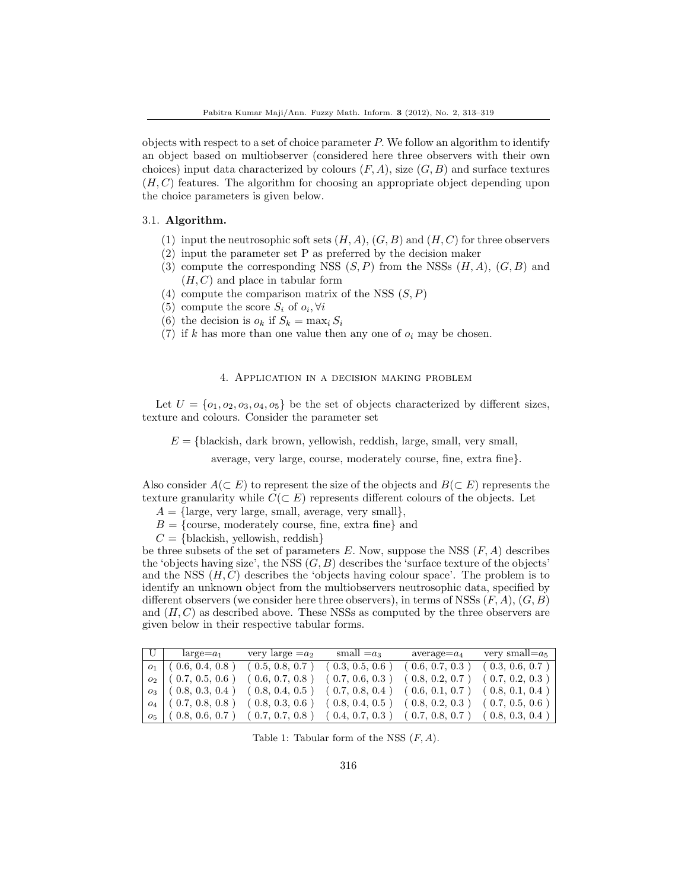objects with respect to a set of choice parameter $P$. We follow an algorithm to identify an object based on multiobserver (considered here three observers with their own choices) input data characterized by colours $(F, A)$, size $(G, B)$ and surface textures $(H, C)$ features. The algorithm for choosing an appropriate object depending upon the choice parameters is given below.

### 3.1. Algorithm.

1. input the neutrosophic soft sets $(H, A)$, $(G, B)$ and $(H, C)$ for three observers
2. input the parameter set P as preferred by the decision maker
3. compute the corresponding NSS $(S, P)$ from the NSSs $(H, A)$, $(G, B)$ and $(H, C)$ and place in tabular form
4. compute the comparison matrix of the NSS $(S, P)$
5. compute the score $S_i$ of $o_i, \forall i$
6. the decision is $o_k$ if $S_k = \max_i S_i$
7. if $k$ has more than one value then any one of $o_i$ may be chosen.

## 4. Application in a decision making problem

Let $U = \{o_1, o_2, o_3, o_4, o_5\}$ be the set of objects characterized by different sizes, texture and colours. Consider the parameter set

$$E = \{\text{blackish, dark brown, yellowish, reddish, large, small, very small,}$$
$$\text{average, very large, course, moderately course, fine, extra fine}\}.$$

Also consider $A(\subset E)$ to represent the size of the objects and $B(\subset E)$ represents the texture granularity while $C(\subset E)$ represents different colours of the objects. Let

$A = \{\text{large, very large, small, average, very small}\}$,
$B = \{\text{course, moderately course, fine, extra fine}\}$ and
$C = \{\text{blackish, yellowish, reddish}\}$

be three subsets of the set of parameters $E$. Now, suppose the NSS $(F, A)$ describes the 'objects having size', the NSS $(G, B)$ describes the 'surface texture of the objects' and the NSS $(H, C)$ describes the 'objects having colour space'. The problem is to identify an unknown object from the multiobservers neutrosophic data, specified by different observers (we consider here three observers), in terms of NSSs $(F, A)$, $(G, B)$ and $(H, C)$ as described above. These NSSs as computed by the three observers are given below in their respective tabular forms.

| U | large$=a_1$ | very large $=a_2$ | small $=a_3$ | average$=a_4$ | very small$=a_5$ |
|---|---|---|---|---|---|
| $o_1$ | ( 0.6, 0.4, 0.8 ) | ( 0.5, 0.8, 0.7 ) | ( 0.3, 0.5, 0.6 ) | ( 0.6, 0.7, 0.3 ) | ( 0.3, 0.6, 0.7 ) |
| $o_2$ | ( 0.7, 0.5, 0.6 ) | ( 0.6, 0.7, 0.8 ) | ( 0.7, 0.6, 0.3 ) | ( 0.8, 0.2, 0.7 ) | ( 0.7, 0.2, 0.3 ) |
| $o_3$ | ( 0.8, 0.3, 0.4 ) | ( 0.8, 0.4, 0.5 ) | ( 0.7, 0.8, 0.4 ) | ( 0.6, 0.1, 0.7 ) | ( 0.8, 0.1, 0.4 ) |
| $o_4$ | ( 0.7, 0.8, 0.8 ) | ( 0.8, 0.3, 0.6 ) | ( 0.8, 0.4, 0.5 ) | ( 0.8, 0.2, 0.3 ) | ( 0.7, 0.5, 0.6 ) |
| $o_5$ | ( 0.8, 0.6, 0.7 ) | ( 0.7, 0.7, 0.8 ) | ( 0.4, 0.7, 0.3 ) | ( 0.7, 0.8, 0.7 ) | ( 0.8, 0.3, 0.4 ) |

Table 1: Tabular form of the NSS $(F, A)$.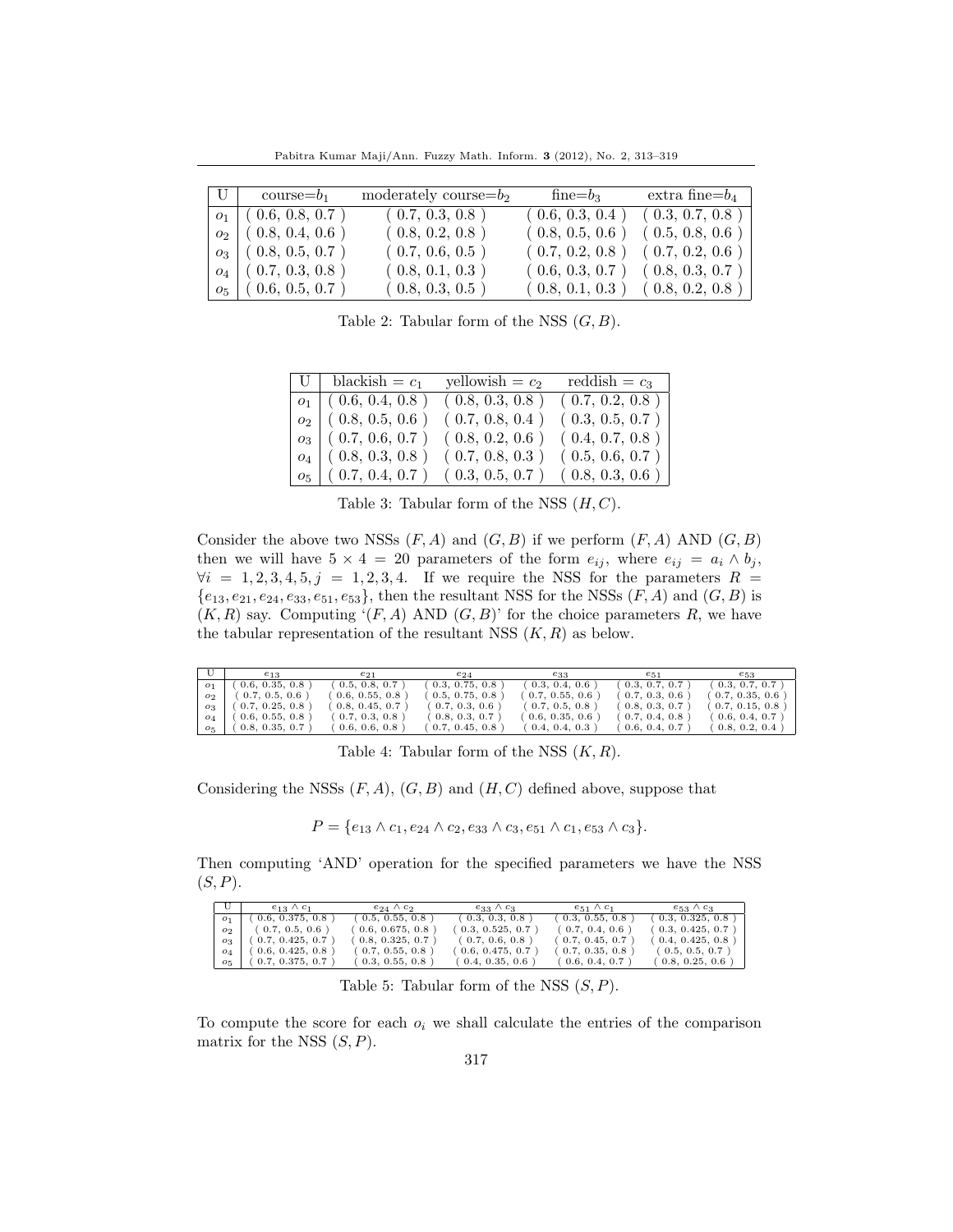| U | course= $b_1$ | moderately course= $b_2$ | fine= $b_3$ | extra fine= $b_4$ |
|---|---|---|---|---|
| $o_1$ | ( 0.6, 0.8, 0.7 ) | ( 0.7, 0.3, 0.8 ) | ( 0.6, 0.3, 0.4 ) | ( 0.3, 0.7, 0.8 ) |
| $o_2$ | ( 0.8, 0.4, 0.6 ) | ( 0.8, 0.2, 0.8 ) | ( 0.8, 0.5, 0.6 ) | ( 0.5, 0.8, 0.6 ) |
| $o_3$ | ( 0.8, 0.5, 0.7 ) | ( 0.7, 0.6, 0.5 ) | ( 0.7, 0.2, 0.8 ) | ( 0.7, 0.2, 0.6 ) |
| $o_4$ | ( 0.7, 0.3, 0.8 ) | ( 0.8, 0.1, 0.3 ) | ( 0.6, 0.3, 0.7 ) | ( 0.8, 0.3, 0.7 ) |
| $o_5$ | ( 0.6, 0.5, 0.7 ) | ( 0.8, 0.3, 0.5 ) | ( 0.8, 0.1, 0.3 ) | ( 0.8, 0.2, 0.8 ) |

Table 2: Tabular form of the NSS $(G, B)$.

| U | blackish = $c_1$ | yellowish = $c_2$ | reddish = $c_3$ |
|---|---|---|---|
| $o_1$ | ( 0.6, 0.4, 0.8 ) | ( 0.8, 0.3, 0.8 ) | ( 0.7, 0.2, 0.8 ) |
| $o_2$ | ( 0.8, 0.5, 0.6 ) | ( 0.7, 0.8, 0.4 ) | ( 0.3, 0.5, 0.7 ) |
| $o_3$ | ( 0.7, 0.6, 0.7 ) | ( 0.8, 0.2, 0.6 ) | ( 0.4, 0.7, 0.8 ) |
| $o_4$ | ( 0.8, 0.3, 0.8 ) | ( 0.7, 0.8, 0.3 ) | ( 0.5, 0.6, 0.7 ) |
| $o_5$ | ( 0.7, 0.4, 0.7 ) | ( 0.3, 0.5, 0.7 ) | ( 0.8, 0.3, 0.6 ) |

Table 3: Tabular form of the NSS $(H, C)$.

Consider the above two NSSs $(F, A)$ and $(G, B)$ if we perform $(F, A)$ AND $(G, B)$ then we will have $5 \times 4 = 20$ parameters of the form $e_{ij}$, where $e_{ij} = a_i \wedge b_j$, $\forall i = 1, 2, 3, 4, 5, j = 1, 2, 3, 4$. If we require the NSS for the parameters $R = \{e_{13}, e_{21}, e_{24}, e_{33}, e_{51}, e_{53}\}$, then the resultant NSS for the NSSs $(F, A)$ and $(G, B)$ is $(K, R)$ say. Computing '$(F, A)$ AND $(G, B)$' for the choice parameters $R$, we have the tabular representation of the resultant NSS $(K, R)$ as below.

| U | $e_{13}$ | $e_{21}$ | $e_{24}$ | $e_{33}$ | $e_{51}$ | $e_{53}$ |
|---|---|---|---|---|---|---|
| $o_1$ | ( 0.6, 0.35, 0.8 ) | ( 0.5, 0.8, 0.7 ) | ( 0.3, 0.75, 0.8 ) | ( 0.3, 0.4, 0.6 ) | ( 0.3, 0.7, 0.7 ) | ( 0.3, 0.7, 0.7 ) |
| $o_2$ | ( 0.7, 0.5, 0.6 ) | ( 0.6, 0.55, 0.8 ) | ( 0.5, 0.75, 0.8 ) | ( 0.7, 0.55, 0.6 ) | ( 0.7, 0.3, 0.6 ) | ( 0.7, 0.35, 0.6 ) |
| $o_3$ | ( 0.7, 0.25, 0.8 ) | ( 0.8, 0.45, 0.7 ) | ( 0.7, 0.3, 0.6 ) | ( 0.7, 0.5, 0.8 ) | ( 0.8, 0.3, 0.7 ) | ( 0.7, 0.15, 0.8 ) |
| $o_4$ | ( 0.6, 0.55, 0.8 ) | ( 0.7, 0.3, 0.8 ) | ( 0.8, 0.3, 0.7 ) | ( 0.6, 0.35, 0.6 ) | ( 0.7, 0.4, 0.8 ) | ( 0.6, 0.4, 0.7 ) |
| $o_5$ | ( 0.8, 0.35, 0.7 ) | ( 0.6, 0.6, 0.8 ) | ( 0.7, 0.45, 0.8 ) | ( 0.4, 0.4, 0.3 ) | ( 0.6, 0.4, 0.7 ) | ( 0.8, 0.2, 0.4 ) |

Table 4: Tabular form of the NSS $(K, R)$.

Considering the NSSs $(F, A)$, $(G, B)$ and $(H, C)$ defined above, suppose that

$$P = \{e_{13} \wedge c_1, e_{24} \wedge c_2, e_{33} \wedge c_3, e_{51} \wedge c_1, e_{53} \wedge c_3\}.$$

Then computing 'AND' operation for the specified parameters we have the NSS $(S, P)$.

| U | $e_{13} \wedge c_1$ | $e_{24} \wedge c_2$ | $e_{33} \wedge c_3$ | $e_{51} \wedge c_1$ | $e_{53} \wedge c_3$ |
|---|---|---|---|---|---|
| $o_1$ | ( 0.6, 0.375, 0.8 ) | ( 0.5, 0.55, 0.8 ) | ( 0.3, 0.3, 0.8 ) | ( 0.3, 0.55, 0.8 ) | ( 0.3, 0.325, 0.8 ) |
| $o_2$ | ( 0.7, 0.5, 0.6 ) | ( 0.6, 0.675, 0.8 ) | ( 0.3, 0.525, 0.7 ) | ( 0.7, 0.4, 0.6 ) | ( 0.3, 0.425, 0.7 ) |
| $o_3$ | ( 0.7, 0.425, 0.7 ) | ( 0.8, 0.325, 0.7 ) | ( 0.7, 0.6, 0.8 ) | ( 0.7, 0.45, 0.7 ) | ( 0.4, 0.425, 0.8 ) |
| $o_4$ | ( 0.6, 0.425, 0.8 ) | ( 0.7, 0.55, 0.8 ) | ( 0.6, 0.475, 0.7 ) | ( 0.7, 0.35, 0.8 ) | ( 0.5, 0.5, 0.7 ) |
| $o_5$ | ( 0.7, 0.375, 0.7 ) | ( 0.3, 0.55, 0.8 ) | ( 0.4, 0.35, 0.6 ) | ( 0.6, 0.4, 0.7 ) | ( 0.8, 0.25, 0.6 ) |

Table 5: Tabular form of the NSS $(S, P)$.

To compute the score for each $o_i$ we shall calculate the entries of the comparison matrix for the NSS $(S, P)$.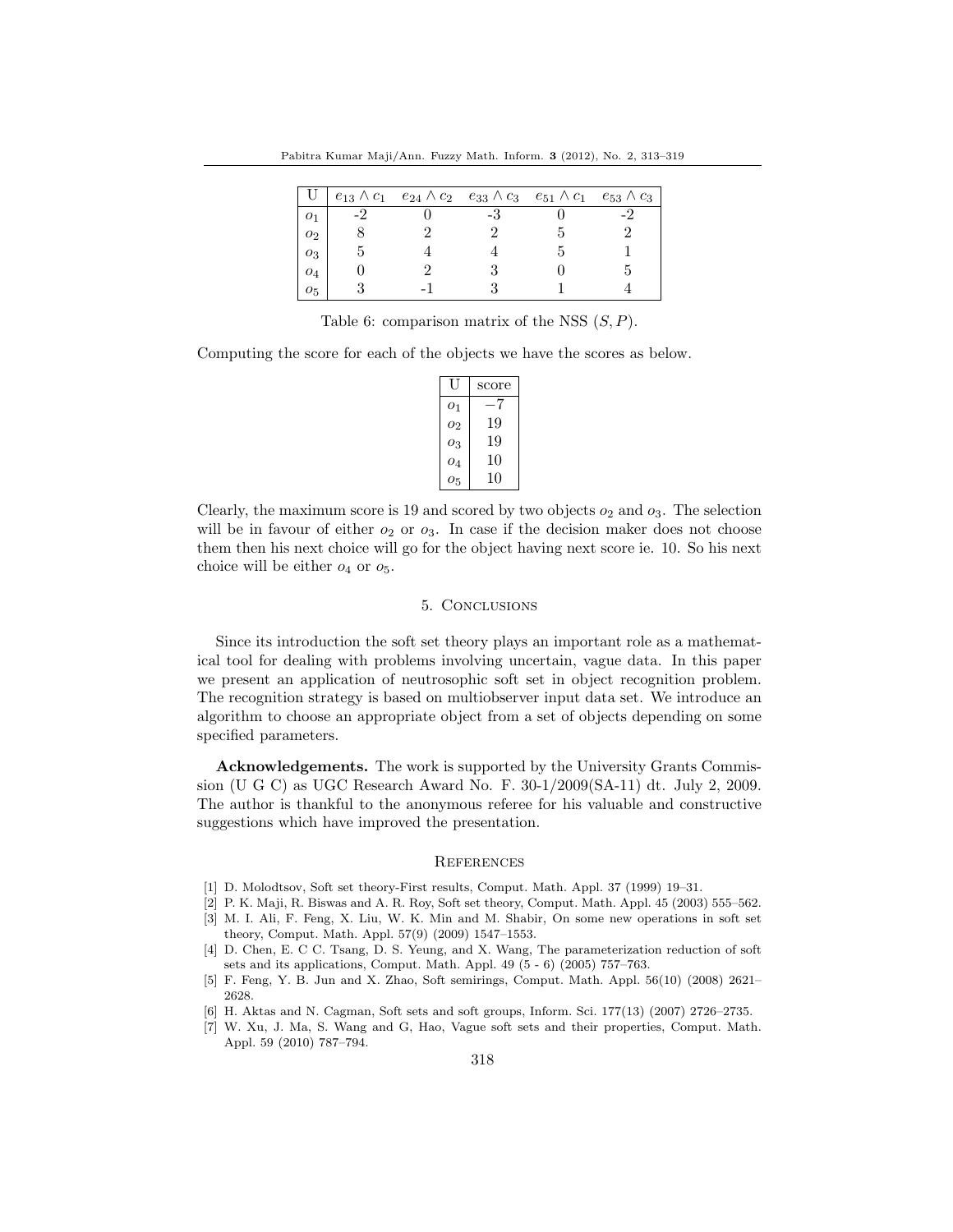| U | $e_{13} \wedge c_1$ | $e_{24} \wedge c_2$ | $e_{33} \wedge c_3$ | $e_{51} \wedge c_1$ | $e_{53} \wedge c_3$ |
|---|---|---|---|---|---|
| $o_1$ | -2 | 0 | -3 | 0 | -2 |
| $o_2$ | 8 | 2 | 2 | 5 | 2 |
| $o_3$ | 5 | 4 | 4 | 5 | 1 |
| $o_4$ | 0 | 2 | 3 | 0 | 5 |
| $o_5$ | 3 | -1 | 3 | 1 | 4 |

Table 6: comparison matrix of the NSS $(S, P)$.

Computing the score for each of the objects we have the scores as below.

| U | score |
|---|---|
| $o_1$ | $-7$ |
| $o_2$ | 19 |
| $o_3$ | 19 |
| $o_4$ | 10 |
| $o_5$ | 10 |

Clearly, the maximum score is 19 and scored by two objects $o_2$ and $o_3$. The selection will be in favour of either $o_2$ or $o_3$. In case if the decision maker does not choose them then his next choice will go for the object having next score ie. 10. So his next choice will be either $o_4$ or $o_5$.

## 5. Conclusions

Since its introduction the soft set theory plays an important role as a mathematical tool for dealing with problems involving uncertain, vague data. In this paper we present an application of neutrosophic soft set in object recognition problem. The recognition strategy is based on multiobserver input data set. We introduce an algorithm to choose an appropriate object from a set of objects depending on some specified parameters.

**Acknowledgements.** The work is supported by the University Grants Commission (U G C) as UGC Research Award No. F. 30-1/2009(SA-11) dt. July 2, 2009. The author is thankful to the anonymous referee for his valuable and constructive suggestions which have improved the presentation.

## References

[1] D. Molodtsov, Soft set theory-First results, Comput. Math. Appl. 37 (1999) 19–31.

[2] P. K. Maji, R. Biswas and A. R. Roy, Soft set theory, Comput. Math. Appl. 45 (2003) 555–562.

[3] M. I. Ali, F. Feng, X. Liu, W. K. Min and M. Shabir, On some new operations in soft set theory, Comput. Math. Appl. 57(9) (2009) 1547–1553.

[4] D. Chen, E. C C. Tsang, D. S. Yeung, and X. Wang, The parameterization reduction of soft sets and its applications, Comput. Math. Appl. 49 (5 - 6) (2005) 757–763.

[5] F. Feng, Y. B. Jun and X. Zhao, Soft semirings, Comput. Math. Appl. 56(10) (2008) 2621–2628.

[6] H. Aktas and N. Cagman, Soft sets and soft groups, Inform. Sci. 177(13) (2007) 2726–2735.

[7] W. Xu, J. Ma, S. Wang and G, Hao, Vague soft sets and their properties, Comput. Math. Appl. 59 (2010) 787–794.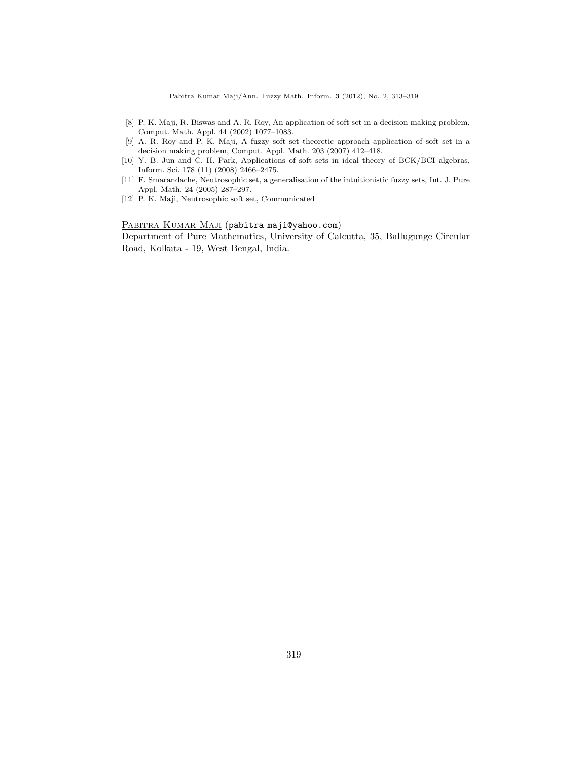[8] P. K. Maji, R. Biswas and A. R. Roy, An application of soft set in a decision making problem, Comput. Math. Appl. 44 (2002) 1077–1083.

[9] A. R. Roy and P. K. Maji, A fuzzy soft set theoretic approach application of soft set in a decision making problem, Comput. Appl. Math. 203 (2007) 412–418.

[10] Y. B. Jun and C. H. Park, Applications of soft sets in ideal theory of BCK/BCI algebras, Inform. Sci. 178 (11) (2008) 2466–2475.

[11] F. Smarandache, Neutrosophic set, a generalisation of the intuitionistic fuzzy sets, Int. J. Pure Appl. Math. 24 (2005) 287–297.

[12] P. K. Maji, Neutrosophic soft set, Communicated

Pabitra Kumar Maji (pabitra_maji@yahoo.com)

Department of Pure Mathematics, University of Calcutta, 35, Ballugunge Circular Road, Kolkata - 19, West Bengal, India.